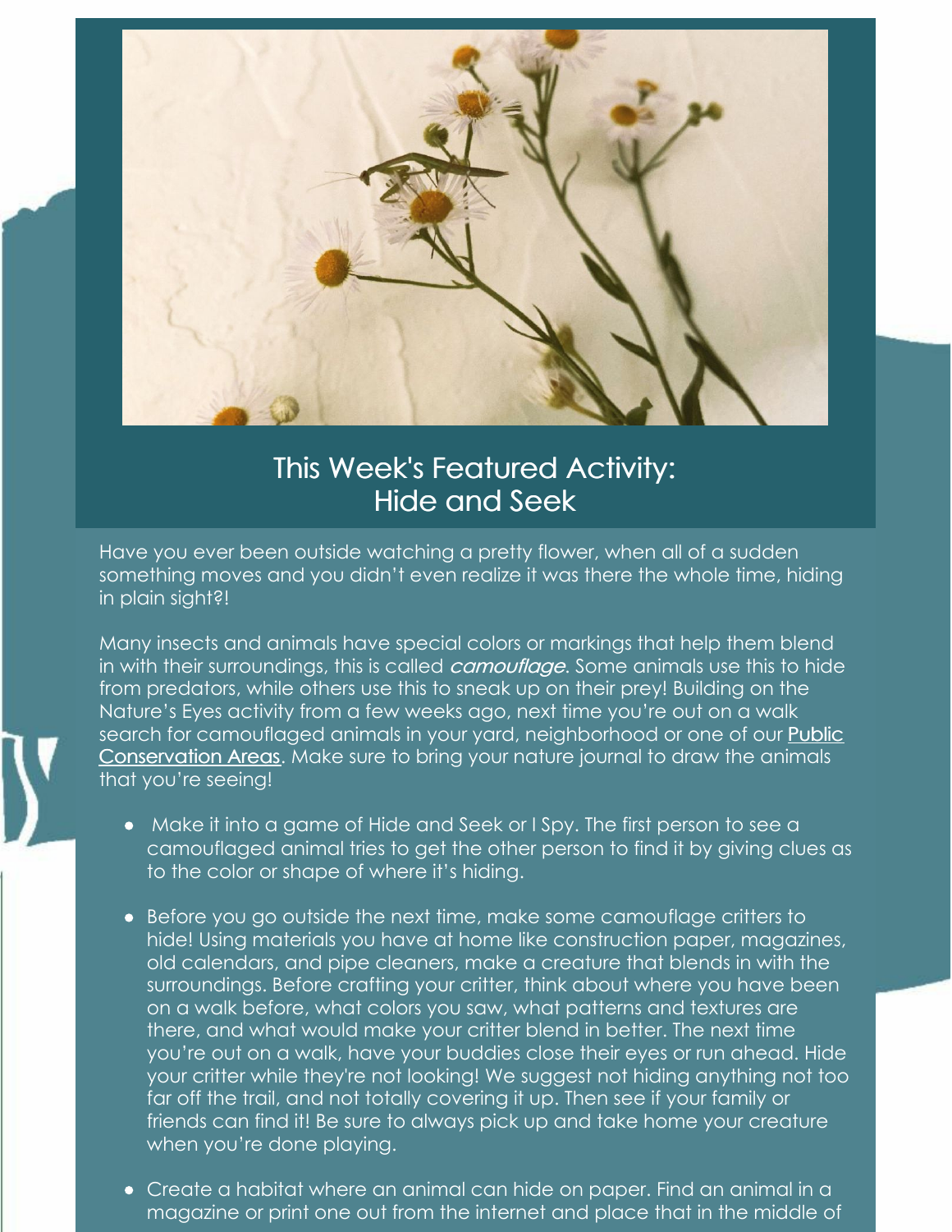## This Week's Featured Activity: Hide and Seek

Have you ever been outside watching a pretty flower, when all of a sudden something moves and you didn't even realize it was there the whole time, hiding in plain sight?!

Many insects and animals have special colors or markings that help them blend in with their surroundings, this is called *camouflage*. Some animals use this to hide from predators, while others use this to sneak up on their prey! Building on the Nature's Eyes activity from a few weeks ago, next time you're out on a walk search for camouflaged animals in your yard, neighborhood or one of our Public Conservation Areas. Make sure to bring your nature journal to draw the animals that you're seeing!

- Make it into a game of Hide and Seek or I Spy. The first person to see a camouflaged animal tries to get the other person to find it by giving clues as to the color or shape of where it's hiding.
- Before you go outside the next time, make some camouflage critters to hide! Using materials you have at home like construction paper, magazines, old calendars, and pipe cleaners, make a creature that blends in with the surroundings. Before crafting your critter, think about where you have been on a walk before, what colors you saw, what patterns and textures are there, and what would make your critter blend in better. The next time you're out on a walk, have your buddies close their eyes or run ahead. Hide your critter while they're not looking! We suggest not hiding anything not too far off the trail, and not totally covering it up. Then see if your family or friends can find it! Be sure to always pick up and take home your creature when you're done playing.
- Create a habitat where an animal can hide on paper. Find an animal in a magazine or print one out from the internet and place that in the middle of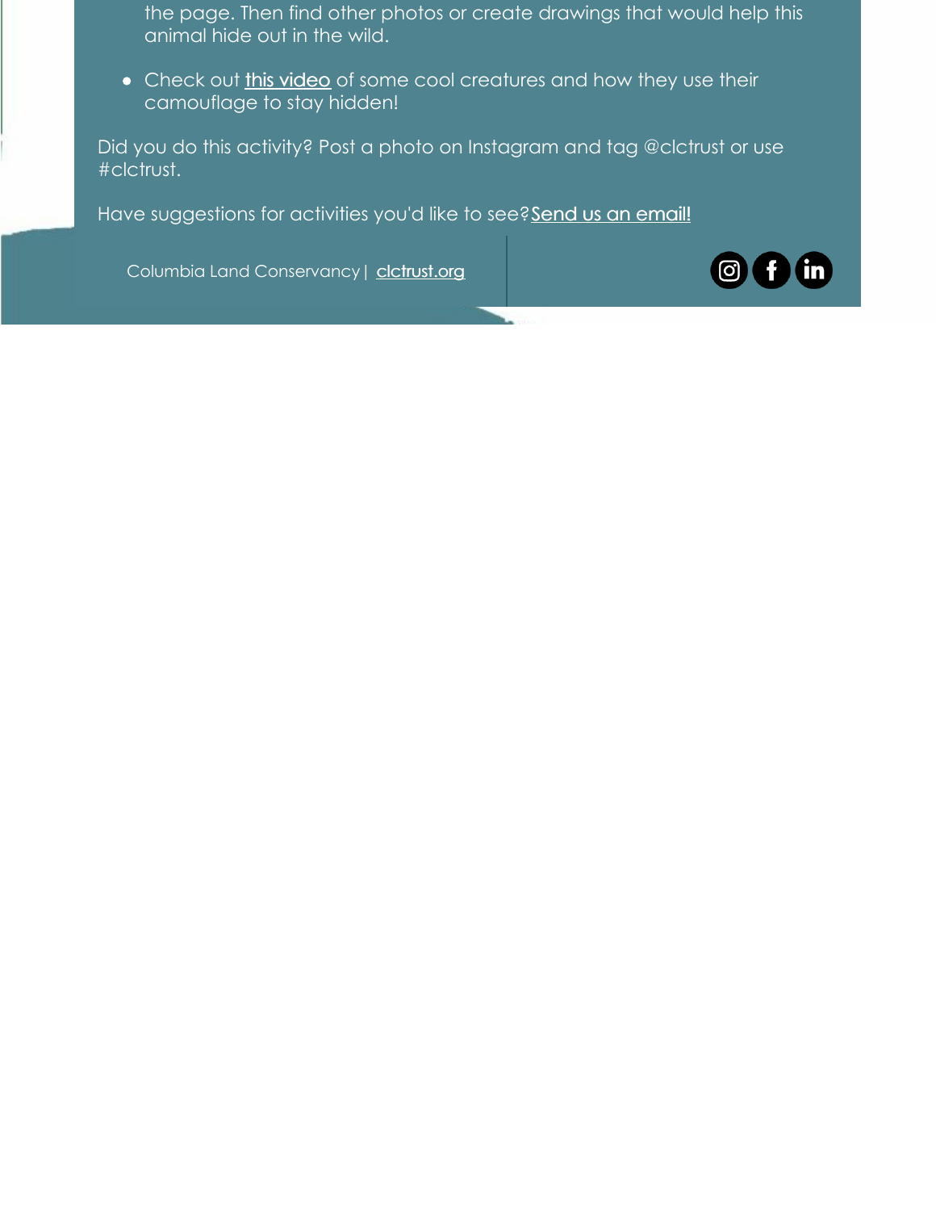the page. Then find other photos or create drawings that would help this animal hide out in the wild.

- Check out this video of some cool creatures and how they use their camouflage to stay hidden!

Did you do this activity? Post a photo on Instagram and tag @clctrust or use #clctrust.

Have suggestions for activities you'd like to see? Send us an email!

Columbia Land Conservancy | clctrust.org